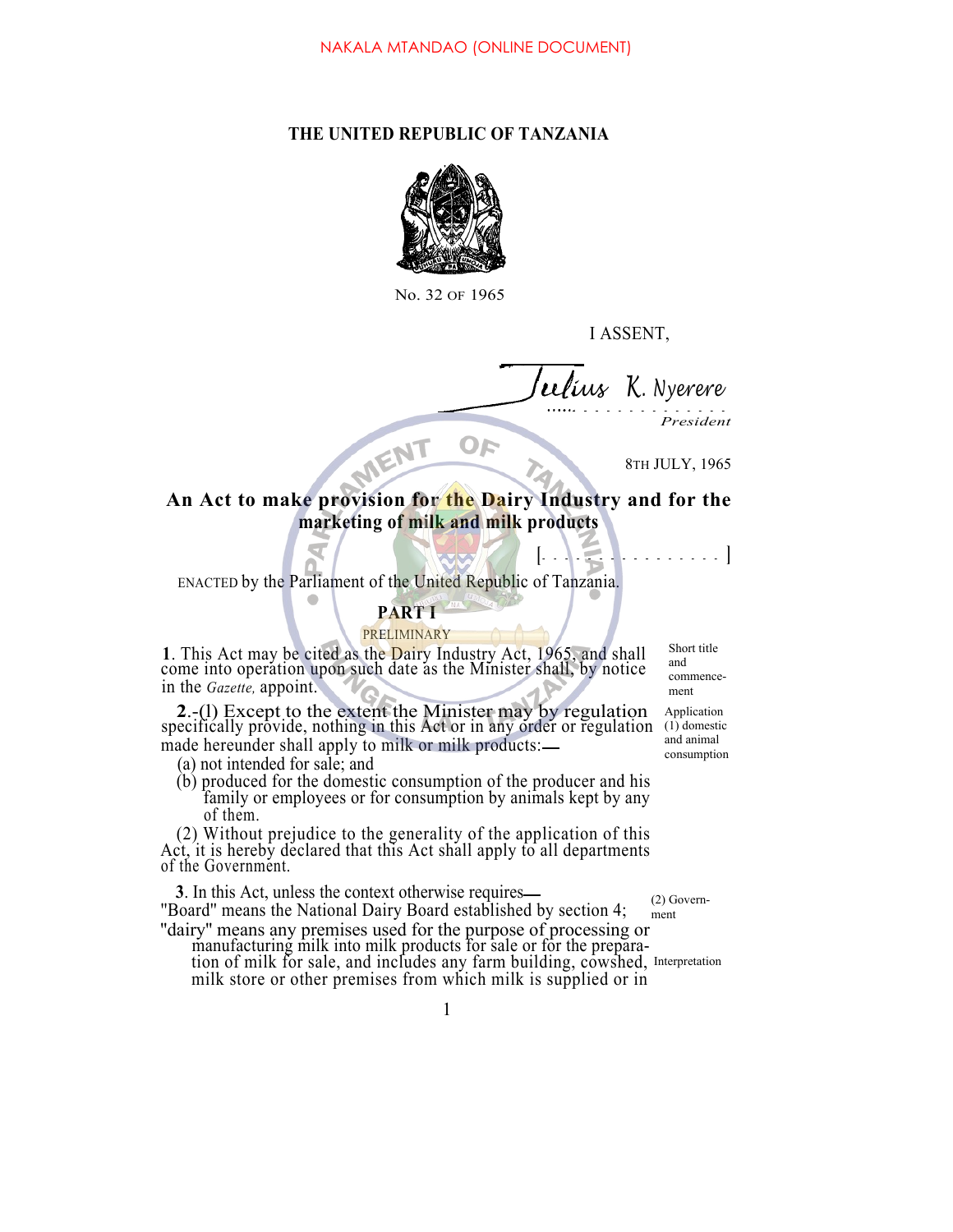NAKALA MTANDAO (ONLINE DOCUMENT)

**THE UNITED REPUBLIC OF TANZANIA**

No. 32 OF 1965

I ASSENT,

Julius K. Nyerere
*President*

8TH JULY, 1965

## An Act to make provision for the Dairy Industry and for the marketing of milk and milk products

[. . . . . . . . . . . . . . . . . . ]

ENACTED by the Parliament of the United Republic of Tanzania.

### PART I

PRELIMINARY

Short title and commencement

**1**. This Act may be cited as the Dairy Industry Act, 1965, and shall come into operation upon such date as the Minister shall, by notice in the *Gazette,* appoint.

Application (1) domestic and animal consumption

**2**.-(l) Except to the extent the Minister may by regulation specifically provide, nothing in this Act or in any order or regulation made hereunder shall apply to milk or milk products:—

(a) not intended for sale; and

(b) produced for the domestic consumption of the producer and his family or employees or for consumption by animals kept by any of them.

(2) Government

(2) Without prejudice to the generality of the application of this Act, it is hereby declared that this Act shall apply to all departments of the Government.

Interpretation

**3**. In this Act, unless the context otherwise requires—

"Board" means the National Dairy Board established by section 4;

"dairy" means any premises used for the purpose of processing or manufacturing milk into milk products for sale or for the preparation of milk for sale, and includes any farm building, cowshed, milk store or other premises from which milk is supplied or in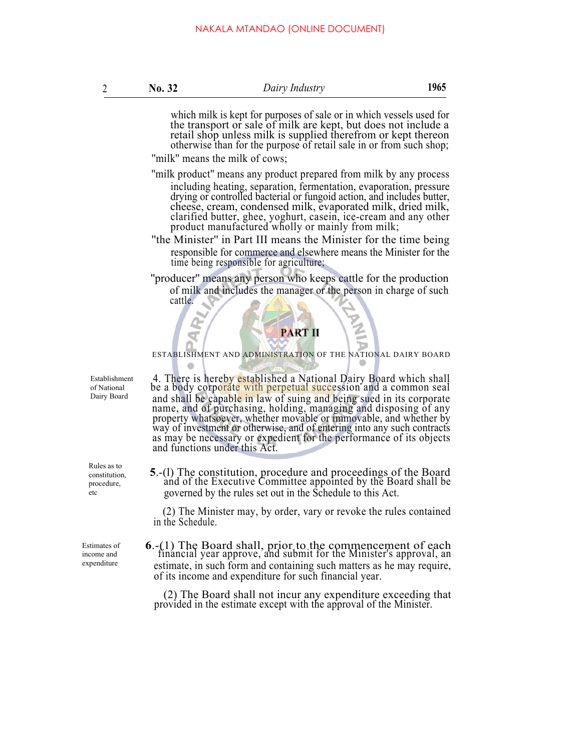which milk is kept for purposes of sale or in which vessels used for the transport or sale of milk are kept, but does not include a retail shop unless milk is supplied therefrom or kept thereon otherwise than for the purpose of retail sale in or from such shop;

"milk" means the milk of cows;

"milk product" means any product prepared from milk by any process including heating, separation, fermentation, evaporation, pressure drying or controlled bacterial or fungoid action, and includes butter, cheese, cream, condensed milk, evaporated milk, dried milk, clarified butter, ghee, yoghurt, casein, ice-cream and any other product manufactured wholly or mainly from milk;

"the Minister" in Part III means the Minister for the time being responsible for commerce and elsewhere means the Minister for the time being responsible for agriculture;

"producer" means any person who keeps cattle for the production of milk and includes the manager or the person in charge of such cattle.

## PART II

### ESTABLISHMENT AND ADMINISTRATION OF THE NATIONAL DAIRY BOARD

*Establishment of National Dairy Board*

4. There is hereby established a National Dairy Board which shall be a body corporate with perpetual succession and a common seal and shall be capable in law of suing and being sued in its corporate name, and of purchasing, holding, managing and disposing of any property whatsoever, whether movable or immovable, and whether by way of investment or otherwise, and of entering into any such contracts as may be necessary or expedient for the performance of its objects and functions under this Act.

*Rules as to constitution, procedure, etc*

**5**.-(l) The constitution, procedure and proceedings of the Board and of the Executive Committee appointed by the Board shall be governed by the rules set out in the Schedule to this Act.

(2) The Minister may, by order, vary or revoke the rules contained in the Schedule.

*Estimates of income and expenditure*

**6**.-(1) The Board shall, prior to the commencement of each financial year approve, and submit for the Minister's approval, an estimate, in such form and containing such matters as he may require, of its income and expenditure for such financial year.

(2) The Board shall not incur any expenditure exceeding that provided in the estimate except with the approval of the Minister.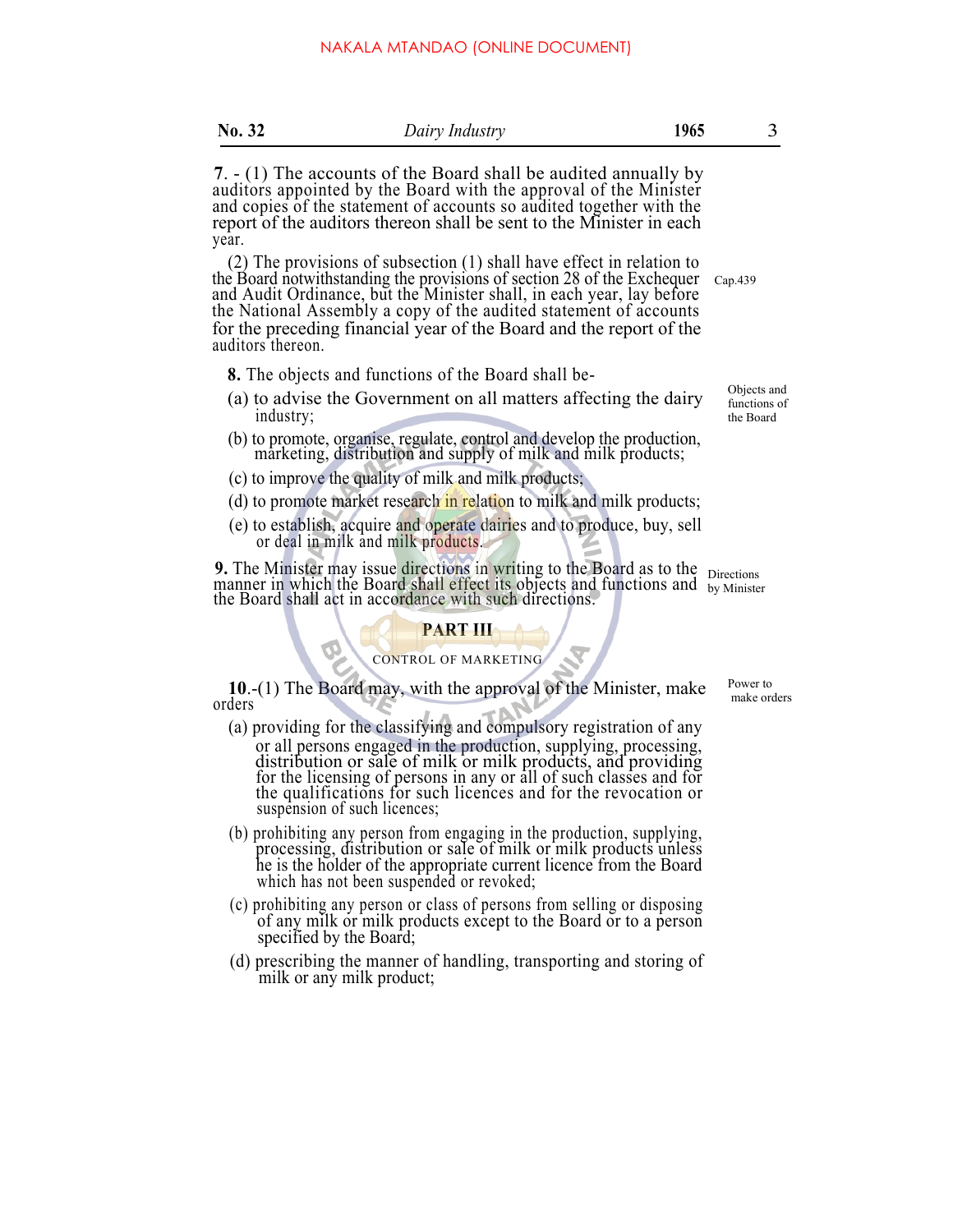**7**. - (1) The accounts of the Board shall be audited annually by auditors appointed by the Board with the approval of the Minister and copies of the statement of accounts so audited together with the report of the auditors thereon shall be sent to the Minister in each year.

(2) The provisions of subsection (1) shall have effect in relation to the Board notwithstanding the provisions of section 28 of the Exchequer and Audit Ordinance, but the Minister shall, in each year, lay before the National Assembly a copy of the audited statement of accounts for the preceding financial year of the Board and the report of the auditors thereon.

Cap.439

Objects and functions of the Board

**8.** The objects and functions of the Board shall be-

(a) to advise the Government on all matters affecting the dairy industry;

(b) to promote, organise, regulate, control and develop the production, marketing, distribution and supply of milk and milk products;

(c) to improve the quality of milk and milk products;

(d) to promote market research in relation to milk and milk products;

(e) to establish, acquire and operate dairies and to produce, buy, sell or deal in milk and milk products.

Directions by Minister

**9.** The Minister may issue directions in writing to the Board as to the manner in which the Board shall effect its objects and functions and the Board shall act in accordance with such directions.

## PART III

### CONTROL OF MARKETING

Power to make orders

**10**.-(1) The Board may, with the approval of the Minister, make orders

(a) providing for the classifying and compulsory registration of any or all persons engaged in the production, supplying, processing, distribution or sale of milk or milk products, and providing for the licensing of persons in any or all of such classes and for the qualifications for such licences and for the revocation or suspension of such licences;

(b) prohibiting any person from engaging in the production, supplying, processing, distribution or sale of milk or milk products unless he is the holder of the appropriate current licence from the Board which has not been suspended or revoked;

(c) prohibiting any person or class of persons from selling or disposing of any milk or milk products except to the Board or to a person specified by the Board;

(d) prescribing the manner of handling, transporting and storing of milk or any milk product;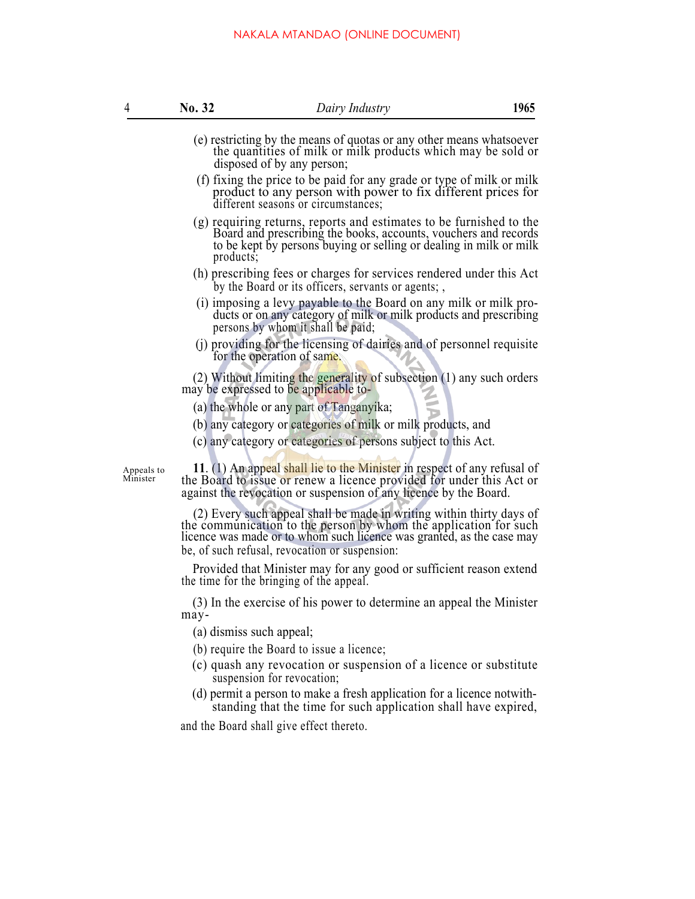(e) restricting by the means of quotas or any other means whatsoever the quantities of milk or milk products which may be sold or disposed of by any person;

(f) fixing the price to be paid for any grade or type of milk or milk product to any person with power to fix different prices for different seasons or circumstances;

(g) requiring returns, reports and estimates to be furnished to the Board and prescribing the books, accounts, vouchers and records to be kept by persons buying or selling or dealing in milk or milk products;

(h) prescribing fees or charges for services rendered under this Act by the Board or its officers, servants or agents; ,

(i) imposing a levy payable to the Board on any milk or milk products or on any category of milk or milk products and prescribing persons by whom it shall be paid;

(j) providing for the licensing of dairies and of personnel requisite for the operation of same.

(2) Without limiting the generality of subsection (1) any such orders may be expressed to be applicable to-

(a) the whole or any part of Tanganyika;

(b) any category or categories of milk or milk products, and

(c) any category or categories of persons subject to this Act.

Appeals to Minister

**11**. (1) An appeal shall lie to the Minister in respect of any refusal of the Board to issue or renew a licence provided for under this Act or against the revocation or suspension of any licence by the Board.

(2) Every such appeal shall be made in writing within thirty days of the communication to the person by whom the application for such licence was made or to whom such licence was granted, as the case may be, of such refusal, revocation or suspension:

Provided that Minister may for any good or sufficient reason extend the time for the bringing of the appeal.

(3) In the exercise of his power to determine an appeal the Minister may-

(a) dismiss such appeal;

(b) require the Board to issue a licence;

(c) quash any revocation or suspension of a licence or substitute suspension for revocation;

(d) permit a person to make a fresh application for a licence notwithstanding that the time for such application shall have expired,

and the Board shall give effect thereto.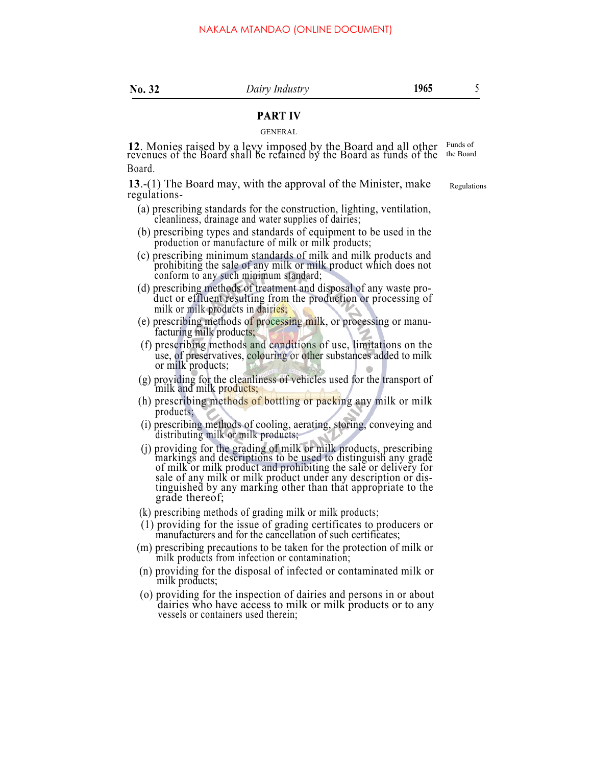## PART IV

GENERAL

**12**. Monies raised by a levy imposed by the Board and all other revenues of the Board shall be retained by the Board as funds of the Board.

Funds of the Board

**13**.-(1) The Board may, with the approval of the Minister, make regulations-

Regulations

(a) prescribing standards for the construction, lighting, ventilation, cleanliness, drainage and water supplies of dairies;

(b) prescribing types and standards of equipment to be used in the production or manufacture of milk or milk products;

(c) prescribing minimum standards of milk and milk products and prohibiting the sale of any milk or milk product which does not conform to any such minimum standard;

(d) prescribing methods of treatment and disposal of any waste product or effluent resulting from the production or processing of milk or milk products in dairies;

(e) prescribing methods of processing milk, or processing or manufacturing milk products;

(f) prescribing methods and conditions of use, limitations on the use, of preservatives, colouring or other substances added to milk or milk products;

(g) providing for the cleanliness of vehicles used for the transport of milk and milk products;

(h) prescribing methods of bottling or packing any milk or milk products;

(i) prescribing methods of cooling, aerating, storing, conveying and distributing milk or milk products;

(j) providing for the grading of milk or milk products, prescribing markings and descriptions to be used to distinguish any grade of milk or milk product and prohibiting the sale or delivery for sale of any milk or milk product under any description or distinguished by any marking other than that appropriate to the grade thereof;

(k) prescribing methods of grading milk or milk products;

(1) providing for the issue of grading certificates to producers or manufacturers and for the cancellation of such certificates;

(m) prescribing precautions to be taken for the protection of milk or milk products from infection or contamination;

(n) providing for the disposal of infected or contaminated milk or milk products;

(o) providing for the inspection of dairies and persons in or about dairies who have access to milk or milk products or to any vessels or containers used therein;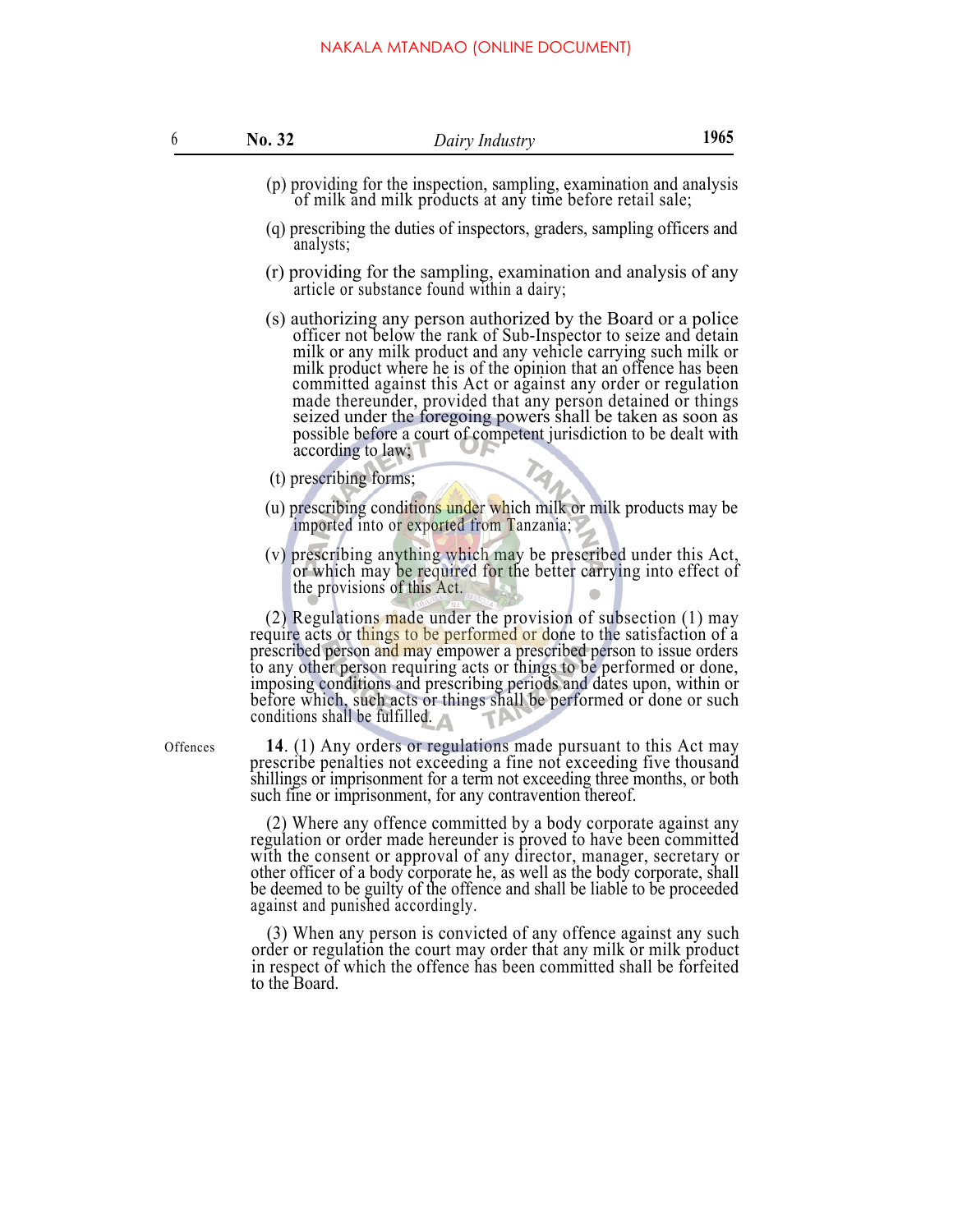(p) providing for the inspection, sampling, examination and analysis of milk and milk products at any time before retail sale;

(q) prescribing the duties of inspectors, graders, sampling officers and analysts;

(r) providing for the sampling, examination and analysis of any article or substance found within a dairy;

(s) authorizing any person authorized by the Board or a police officer not below the rank of Sub-Inspector to seize and detain milk or any milk product and any vehicle carrying such milk or milk product where he is of the opinion that an offence has been committed against this Act or against any order or regulation made thereunder, provided that any person detained or things seized under the foregoing powers shall be taken as soon as possible before a court of competent jurisdiction to be dealt with according to law;

(t) prescribing forms;

(u) prescribing conditions under which milk or milk products may be imported into or exported from Tanzania;

(v) prescribing anything which may be prescribed under this Act, or which may be required for the better carrying into effect of the provisions of this Act.

(2) Regulations made under the provision of subsection (1) may require acts or things to be performed or done to the satisfaction of a prescribed person and may empower a prescribed person to issue orders to any other person requiring acts or things to be performed or done, imposing conditions and prescribing periods and dates upon, within or before which, such acts or things shall be performed or done or such conditions shall be fulfilled.

Offences

**14**. (1) Any orders or regulations made pursuant to this Act may prescribe penalties not exceeding a fine not exceeding five thousand shillings or imprisonment for a term not exceeding three months, or both such fine or imprisonment, for any contravention thereof.

(2) Where any offence committed by a body corporate against any regulation or order made hereunder is proved to have been committed with the consent or approval of any director, manager, secretary or other officer of a body corporate he, as well as the body corporate, shall be deemed to be guilty of the offence and shall be liable to be proceeded against and punished accordingly.

(3) When any person is convicted of any offence against any such order or regulation the court may order that any milk or milk product in respect of which the offence has been committed shall be forfeited to the Board.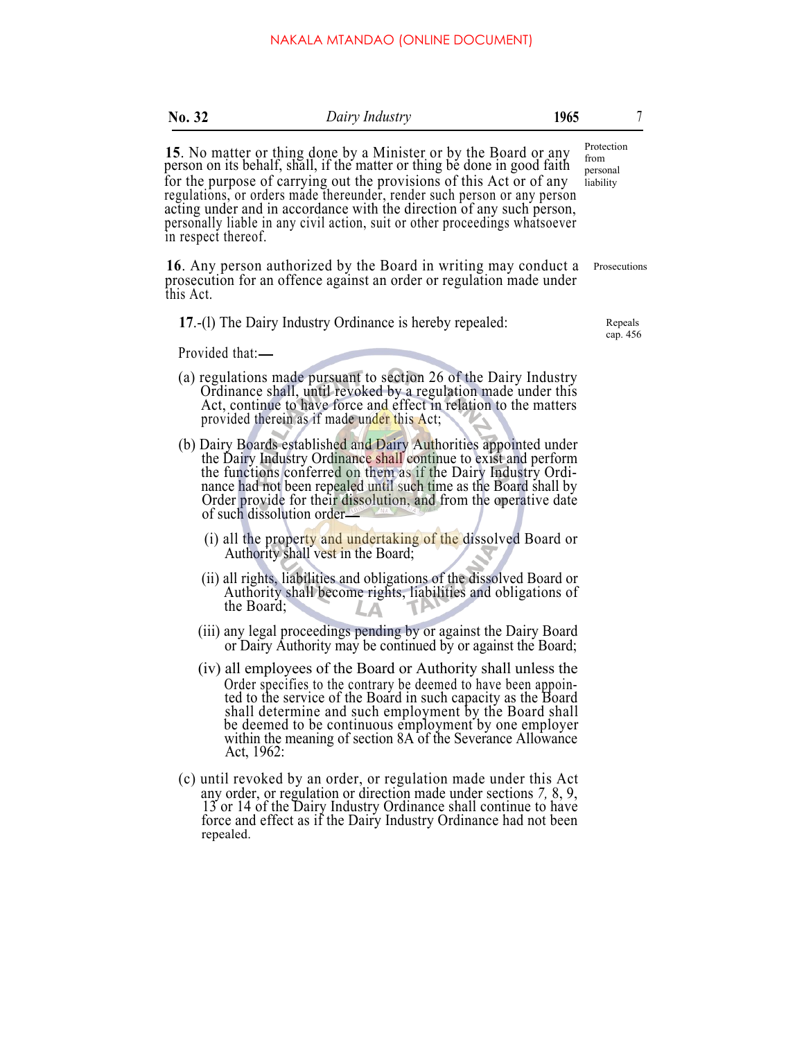**15**. No matter or thing done by a Minister or by the Board or any person on its behalf, shall, if the matter or thing be done in good faith for the purpose of carrying out the provisions of this Act or of any regulations, or orders made thereunder, render such person or any person acting under and in accordance with the direction of any such person, personally liable in any civil action, suit or other proceedings whatsoever in respect thereof.

Protection from personal liability

**16**. Any person authorized by the Board in writing may conduct a prosecution for an offence against an order or regulation made under this Act.

Prosecutions

**17**.-(l) The Dairy Industry Ordinance is hereby repealed:

Repeals cap. 456

Provided that:—

(a) regulations made pursuant to section 26 of the Dairy Industry Ordinance shall, until revoked by a regulation made under this Act, continue to have force and effect in relation to the matters provided therein as if made under this Act;

(b) Dairy Boards established and Dairy Authorities appointed under the Dairy Industry Ordinance shall continue to exist and perform the functions conferred on them as if the Dairy Industry Ordinance had not been repealed until such time as the Board shall by Order provide for their dissolution, and from the operative date of such dissolution order—

(i) all the property and undertaking of the dissolved Board or Authority shall vest in the Board;

(ii) all rights, liabilities and obligations of the dissolved Board or Authority shall become rights, liabilities and obligations of the Board;

(iii) any legal proceedings pending by or against the Dairy Board or Dairy Authority may be continued by or against the Board;

(iv) all employees of the Board or Authority shall unless the Order specifies to the contrary be deemed to have been appointed to the service of the Board in such capacity as the Board shall determine and such employment by the Board shall be deemed to be continuous employment by one employer within the meaning of section 8A of the Severance Allowance Act, 1962:

(c) until revoked by an order, or regulation made under this Act any order, or regulation or direction made under sections 7, 8, 9, 13 or 14 of the Dairy Industry Ordinance shall continue to have force and effect as if the Dairy Industry Ordinance had not been repealed.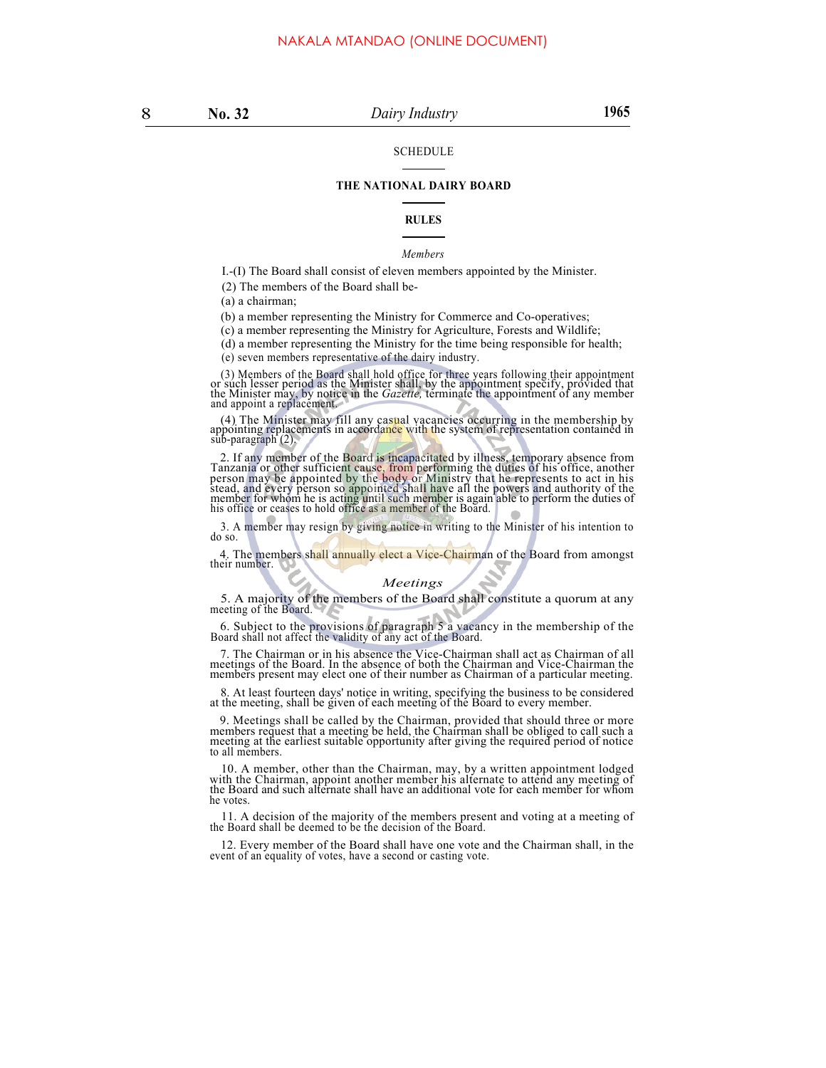SCHEDULE

## THE NATIONAL DAIRY BOARD

### RULES

*Members*

I.-(I) The Board shall consist of eleven members appointed by the Minister.

(2) The members of the Board shall be-

(a) a chairman;

(b) a member representing the Ministry for Commerce and Co-operatives;

(c) a member representing the Ministry for Agriculture, Forests and Wildlife;

(d) a member representing the Ministry for the time being responsible for health;

(e) seven members representative of the dairy industry.

(3) Members of the Board shall hold office for three years following their appointment or such lesser period as the Minister shall, by the appointment specify, provided that the Minister may, by notice in the *Gazette,* terminate the appointment of any member and appoint a replacement.

(4) The Minister may fill any casual vacancies occurring in the membership by appointing replacements in accordance with the system of representation contained in sub-paragraph (2).

2. If any member of the Board is incapacitated by illness, temporary absence from Tanzania or other sufficient cause, from performing the duties of his office, another person may be appointed by the body or Ministry that he represents to act in his stead, and every person so appointed shall have all the powers and authority of the member for whom he is acting until such member is again able to perform the duties of his office or ceases to hold office as a member of the Board.

3. A member may resign by giving notice in writing to the Minister of his intention to do so.

4. The members shall annually elect a Vice-Chairman of the Board from amongst their number.

*Meetings*

5. A majority of the members of the Board shall constitute a quorum at any meeting of the Board.

6. Subject to the provisions of paragraph 5 a vacancy in the membership of the Board shall not affect the validity of any act of the Board.

7. The Chairman or in his absence the Vice-Chairman shall act as Chairman of all meetings of the Board. In the absence of both the Chairman and Vice-Chairman the members present may elect one of their number as Chairman of a particular meeting.

8. At least fourteen days' notice in writing, specifying the business to be considered at the meeting, shall be given of each meeting of the Board to every member.

9. Meetings shall be called by the Chairman, provided that should three or more members request that a meeting be held, the Chairman shall be obliged to call such a meeting at the earliest suitable opportunity after giving the required period of notice to all members.

10. A member, other than the Chairman, may, by a written appointment lodged with the Chairman, appoint another member his alternate to attend any meeting of the Board and such alternate shall have an additional vote for each member for whom he votes.

11. A decision of the majority of the members present and voting at a meeting of the Board shall be deemed to be the decision of the Board.

12. Every member of the Board shall have one vote and the Chairman shall, in the event of an equality of votes, have a second or casting vote.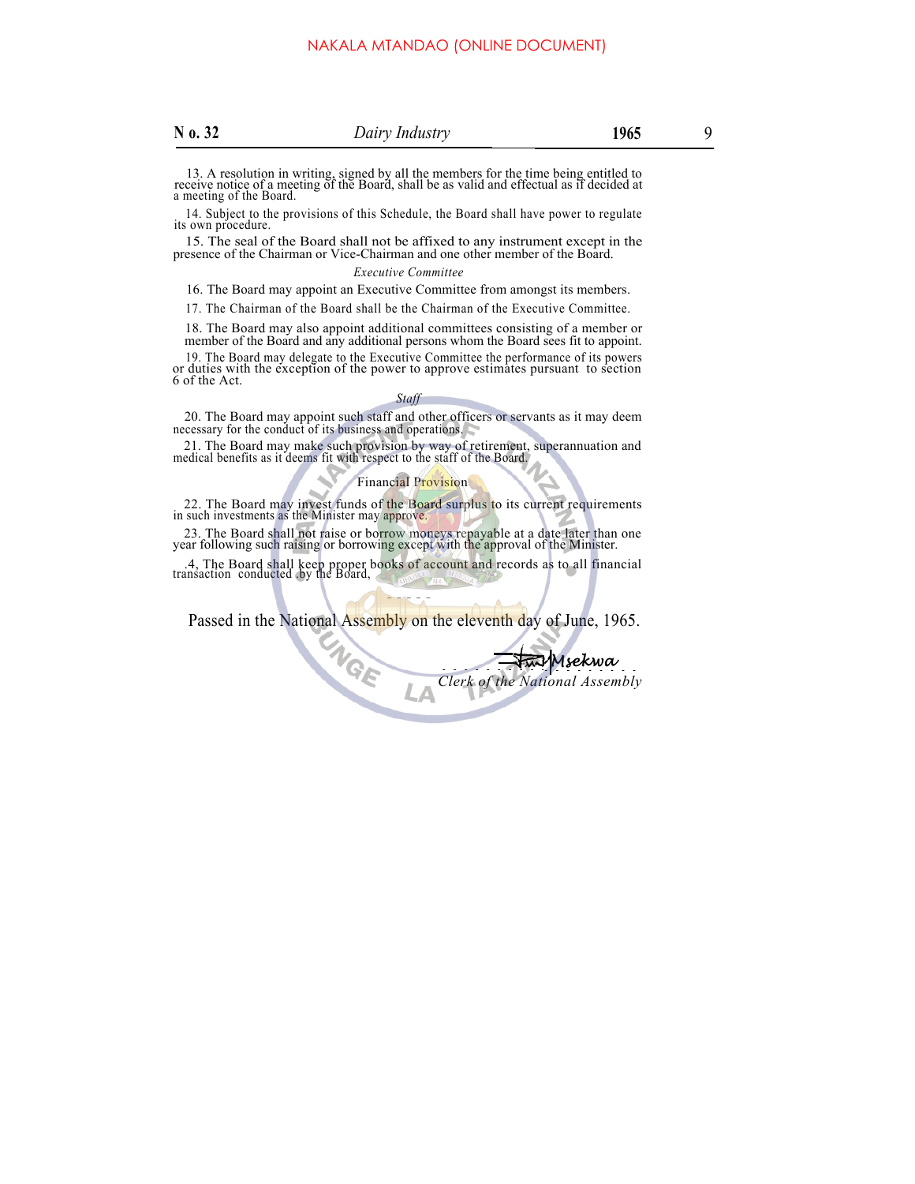13. A resolution in writing, signed by all the members for the time being entitled to receive notice of a meeting of the Board, shall be as valid and effectual as if decided at a meeting of the Board.

14. Subject to the provisions of this Schedule, the Board shall have power to regulate its own procedure.

15. The seal of the Board shall not be affixed to any instrument except in the presence of the Chairman or Vice-Chairman and one other member of the Board.

*Executive Committee*

16. The Board may appoint an Executive Committee from amongst its members.

17. The Chairman of the Board shall be the Chairman of the Executive Committee.

18. The Board may also appoint additional committees consisting of a member or member of the Board and any additional persons whom the Board sees fit to appoint.

19. The Board may delegate to the Executive Committee the performance of its powers or duties with the exception of the power to approve estimates pursuant to section 6 of the Act.

*Staff*

20. The Board may appoint such staff and other officers or servants as it may deem necessary for the conduct of its business and operations.

21. The Board may make such provision by way of retirement, superannuation and medical benefits as it deems fit with respect to the staff of the Board.

Financial Provision

22. The Board may invest funds of the Board surplus to its current requirements in such investments as the Minister may approve.

23. The Board shall not raise or borrow moneys repayable at a date later than one year following such raising or borrowing except with the approval of the Minister.

.4, The Board shall keep proper books of account and records as to all financial transaction conducted .by the Board,

Passed in the National Assembly on the eleventh day of June, 1965.

Msekwa
*Clerk of the National Assembly*